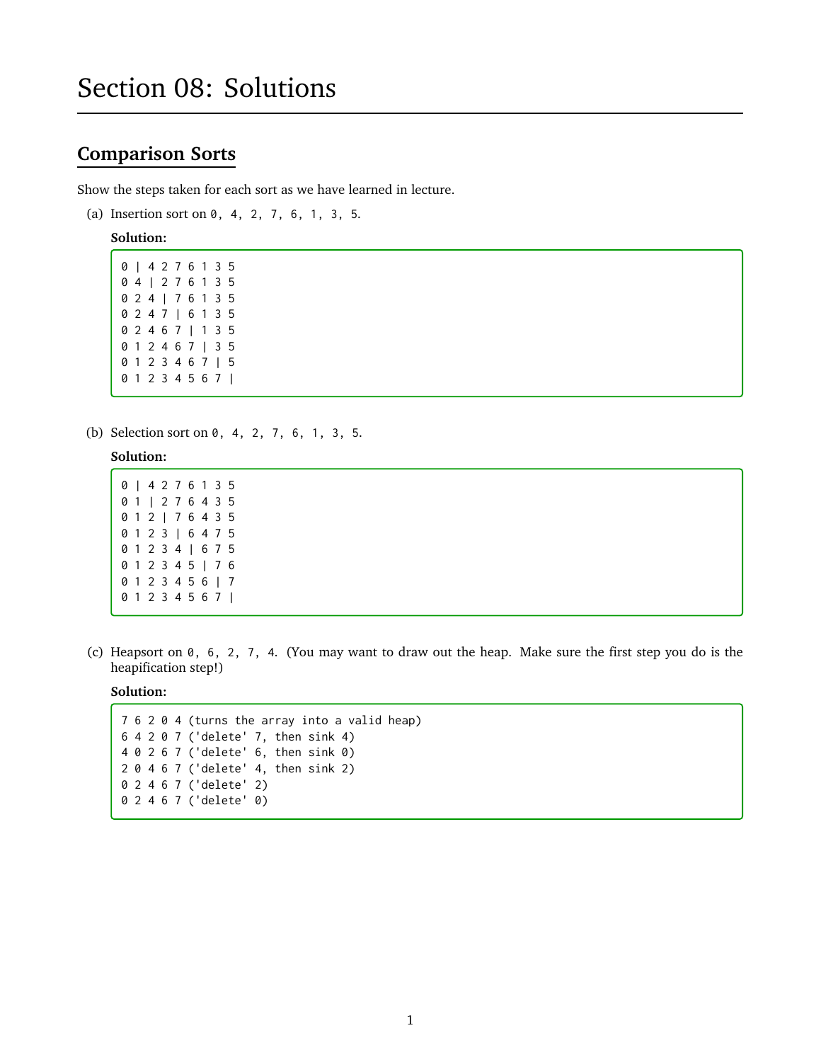# Section 08: Solutions

## Comparison Sorts

Show the steps taken for each sort as we have learned in lecture.

(a) Insertion sort on `0, 4, 2, 7, 6, 1, 3, 5`.

**Solution:**

```
0 | 4 2 7 6 1 3 5
0 4 | 2 7 6 1 3 5
0 2 4 | 7 6 1 3 5
0 2 4 7 | 6 1 3 5
0 2 4 6 7 | 1 3 5
0 1 2 4 6 7 | 3 5
0 1 2 3 4 6 7 | 5
0 1 2 3 4 5 6 7 |
```

(b) Selection sort on `0, 4, 2, 7, 6, 1, 3, 5`.

**Solution:**

```
0 | 4 2 7 6 1 3 5
0 1 | 2 7 6 4 3 5
0 1 2 | 7 6 4 3 5
0 1 2 3 | 6 4 7 5
0 1 2 3 4 | 6 7 5
0 1 2 3 4 5 | 7 6
0 1 2 3 4 5 6 | 7
0 1 2 3 4 5 6 7 |
```

(c) Heapsort on `0, 6, 2, 7, 4`. (You may want to draw out the heap. Make sure the first step you do is the heapification step!)

**Solution:**

```
7 6 2 0 4 (turns the array into a valid heap)
6 4 2 0 7 ('delete' 7, then sink 4)
4 0 2 6 7 ('delete' 6, then sink 0)
2 0 4 6 7 ('delete' 4, then sink 2)
0 2 4 6 7 ('delete' 2)
0 2 4 6 7 ('delete' 0)
```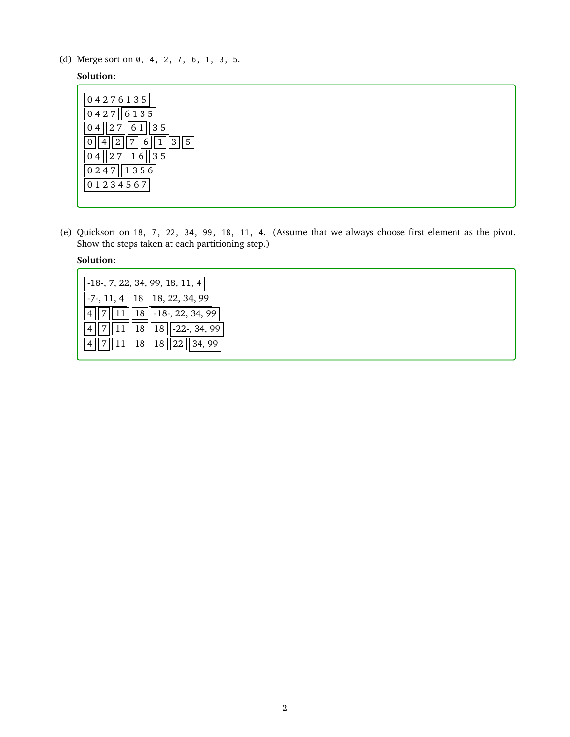(d) Merge sort on `0, 4, 2, 7, 6, 1, 3, 5`.

**Solution:**

```
[0 4 2 7 6 1 3 5]
[0 4 2 7] [6 1 3 5]
[0 4] [2 7] [6 1] [3 5]
[0] [4] [2] [7] [6] [1] [3] [5]
[0 4] [2 7] [1 6] [3 5]
[0 2 4 7] [1 3 5 6]
[0 1 2 3 4 5 6 7]
```

(e) Quicksort on `18, 7, 22, 34, 99, 18, 11, 4`. (Assume that we always choose first element as the pivot. Show the steps taken at each partitioning step.)

**Solution:**

```
[-18-, 7, 22, 34, 99, 18, 11, 4]
[-7-, 11, 4] [18] [18, 22, 34, 99]
[4] [7] [11] [18] [-18-, 22, 34, 99]
[4] [7] [11] [18] [18] [-22-, 34, 99]
[4] [7] [11] [18] [18] [22] [34, 99]
```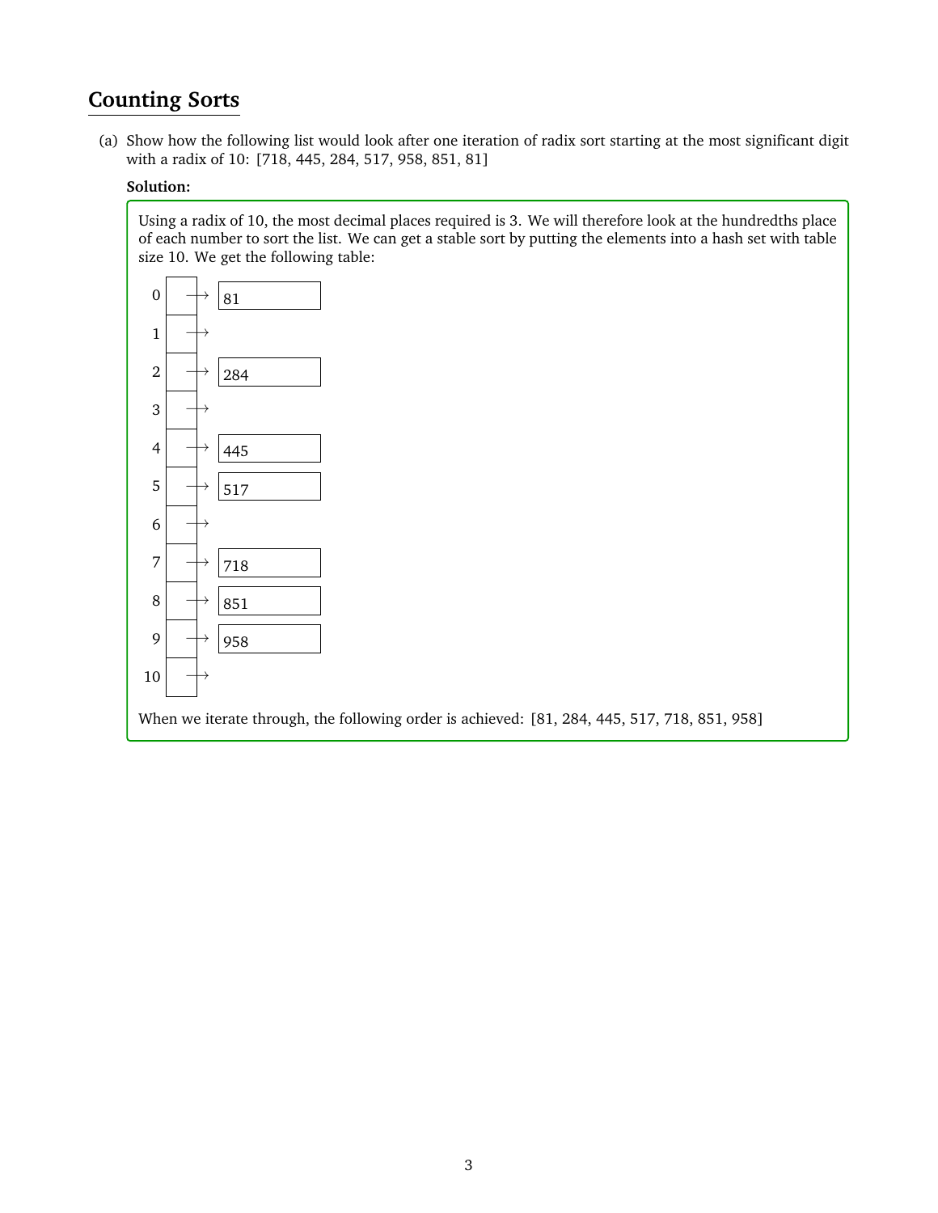## Counting Sorts

(a) Show how the following list would look after one iteration of radix sort starting at the most significant digit with a radix of 10: [718, 445, 284, 517, 958, 851, 81]

**Solution:**

Using a radix of 10, the most decimal places required is 3. We will therefore look at the hundredths place of each number to sort the list. We can get a stable sort by putting the elements into a hash set with table size 10. We get the following table:

| Bucket | Contents |
|---|---|
| 0 | → 81 |
| 1 | → |
| 2 | → 284 |
| 3 | → |
| 4 | → 445 |
| 5 | → 517 |
| 6 | → |
| 7 | → 718 |
| 8 | → 851 |
| 9 | → 958 |
| 10 | → |

When we iterate through, the following order is achieved: [81, 284, 445, 517, 718, 851, 958]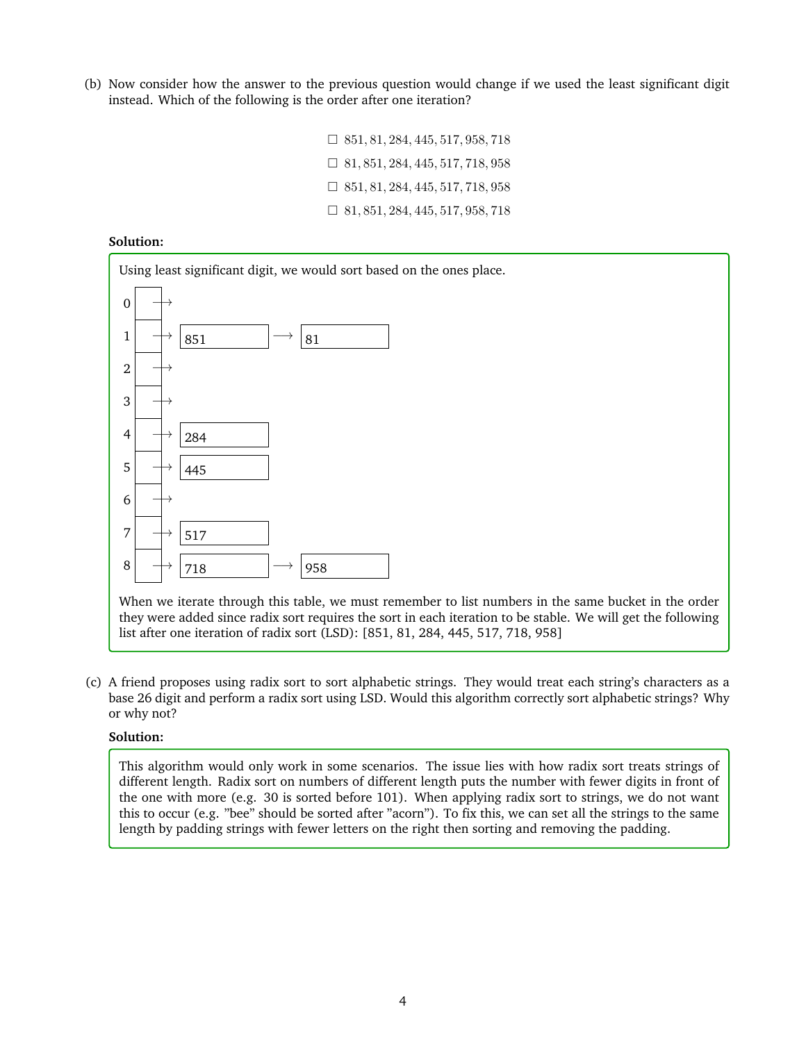(b) Now consider how the answer to the previous question would change if we used the least significant digit instead. Which of the following is the order after one iteration?

- ☐ 851, 81, 284, 445, 517, 958, 718
- ☐ 81, 851, 284, 445, 517, 718, 958
- ☐ 851, 81, 284, 445, 517, 718, 958
- ☐ 81, 851, 284, 445, 517, 958, 718

**Solution:**

Using least significant digit, we would sort based on the ones place.

| Bucket | Contents |
|---|---|
| 0 | |
| 1 | 851 → 81 |
| 2 | |
| 3 | |
| 4 | 284 |
| 5 | 445 |
| 6 | |
| 7 | 517 |
| 8 | 718 → 958 |

When we iterate through this table, we must remember to list numbers in the same bucket in the order they were added since radix sort requires the sort in each iteration to be stable. We will get the following list after one iteration of radix sort (LSD): [851, 81, 284, 445, 517, 718, 958]

(c) A friend proposes using radix sort to sort alphabetic strings. They would treat each string's characters as a base 26 digit and perform a radix sort using LSD. Would this algorithm correctly sort alphabetic strings? Why or why not?

**Solution:**

This algorithm would only work in some scenarios. The issue lies with how radix sort treats strings of different length. Radix sort on numbers of different length puts the number with fewer digits in front of the one with more (e.g. 30 is sorted before 101). When applying radix sort to strings, we do not want this to occur (e.g. "bee" should be sorted after "acorn"). To fix this, we can set all the strings to the same length by padding strings with fewer letters on the right then sorting and removing the padding.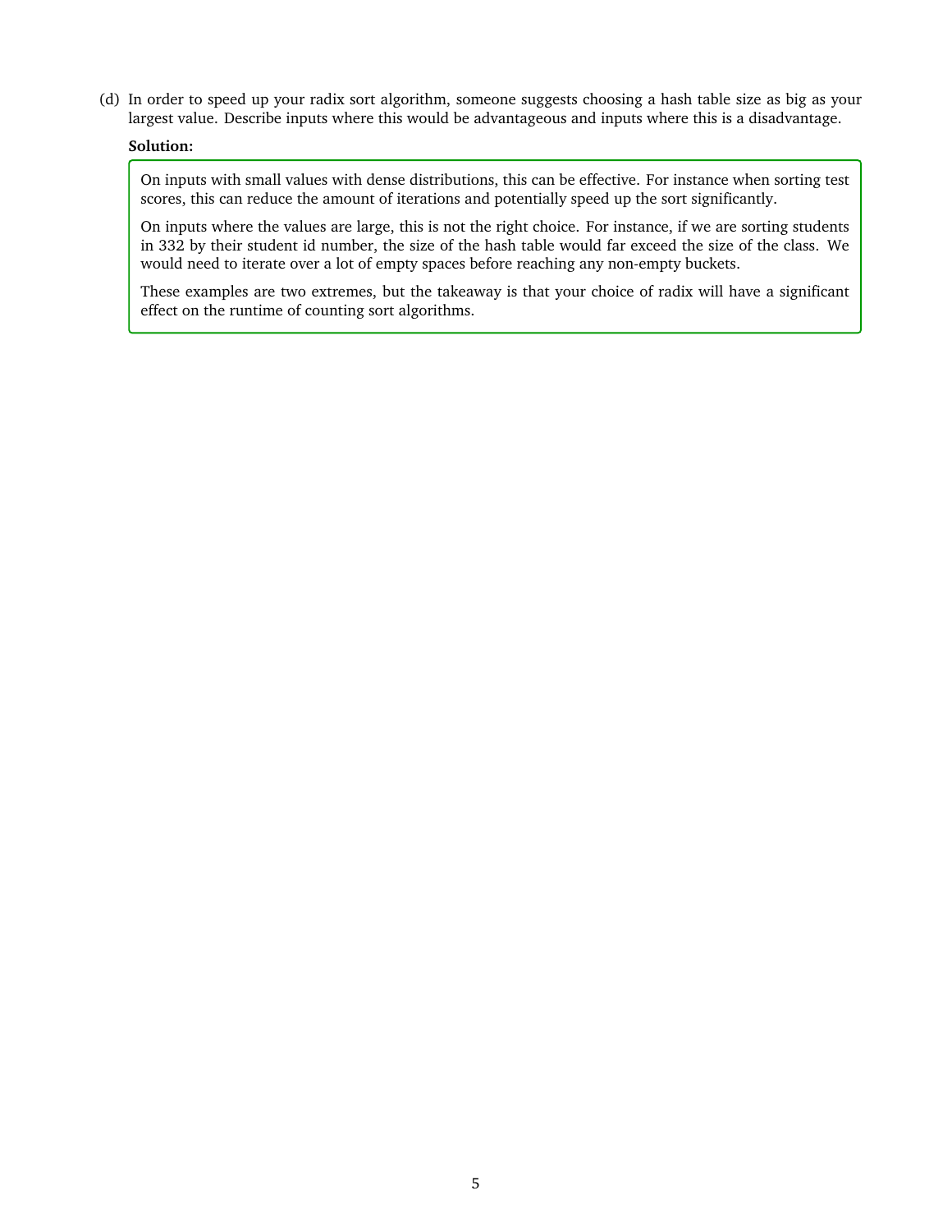(d) In order to speed up your radix sort algorithm, someone suggests choosing a hash table size as big as your largest value. Describe inputs where this would be advantageous and inputs where this is a disadvantage.

**Solution:**

On inputs with small values with dense distributions, this can be effective. For instance when sorting test scores, this can reduce the amount of iterations and potentially speed up the sort significantly.

On inputs where the values are large, this is not the right choice. For instance, if we are sorting students in 332 by their student id number, the size of the hash table would far exceed the size of the class. We would need to iterate over a lot of empty spaces before reaching any non-empty buckets.

These examples are two extremes, but the takeaway is that your choice of radix will have a significant effect on the runtime of counting sort algorithms.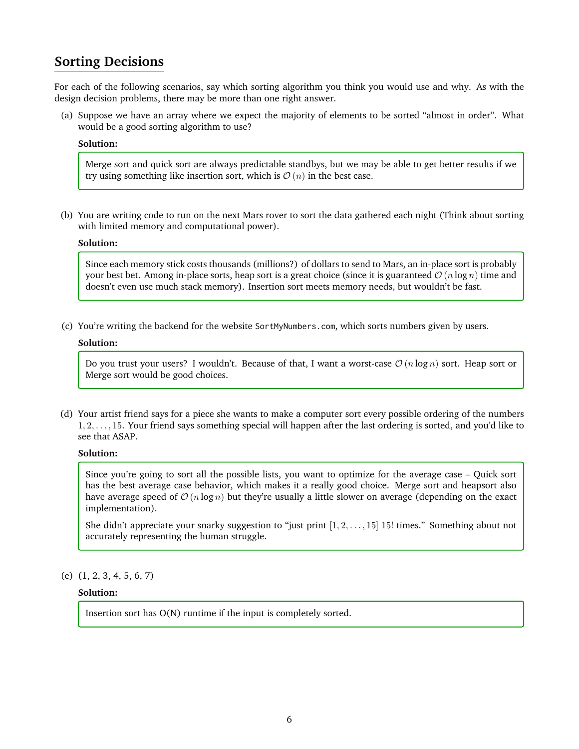## Sorting Decisions

For each of the following scenarios, say which sorting algorithm you think you would use and why. As with the design decision problems, there may be more than one right answer.

(a) Suppose we have an array where we expect the majority of elements to be sorted "almost in order". What would be a good sorting algorithm to use?

**Solution:**

Merge sort and quick sort are always predictable standbys, but we may be able to get better results if we try using something like insertion sort, which is $\mathcal{O}(n)$ in the best case.

(b) You are writing code to run on the next Mars rover to sort the data gathered each night (Think about sorting with limited memory and computational power).

**Solution:**

Since each memory stick costs thousands (millions?) of dollars to send to Mars, an in-place sort is probably your best bet. Among in-place sorts, heap sort is a great choice (since it is guaranteed $\mathcal{O}(n \log n)$ time and doesn't even use much stack memory). Insertion sort meets memory needs, but wouldn't be fast.

(c) You're writing the backend for the website `SortMyNumbers.com`, which sorts numbers given by users.

**Solution:**

Do you trust your users? I wouldn't. Because of that, I want a worst-case $\mathcal{O}(n \log n)$ sort. Heap sort or Merge sort would be good choices.

(d) Your artist friend says for a piece she wants to make a computer sort every possible ordering of the numbers $1, 2, \ldots, 15$. Your friend says something special will happen after the last ordering is sorted, and you'd like to see that ASAP.

**Solution:**

Since you're going to sort all the possible lists, you want to optimize for the average case – Quick sort has the best average case behavior, which makes it a really good choice. Merge sort and heapsort also have average speed of $\mathcal{O}(n \log n)$ but they're usually a little slower on average (depending on the exact implementation).

She didn't appreciate your snarky suggestion to "just print $[1, 2, \ldots, 15]$ $15!$ times." Something about not accurately representing the human struggle.

(e) (1, 2, 3, 4, 5, 6, 7)

**Solution:**

Insertion sort has O(N) runtime if the input is completely sorted.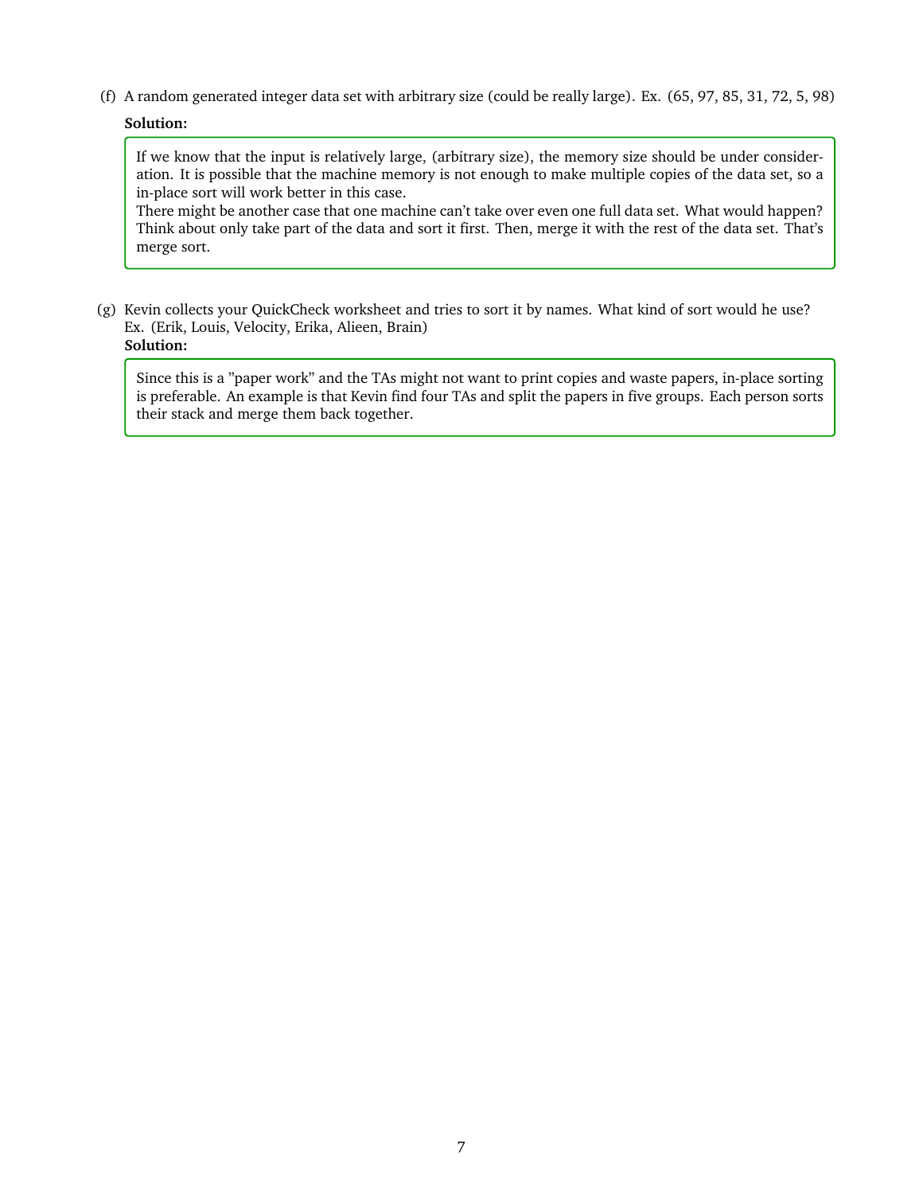(f) A random generated integer data set with arbitrary size (could be really large). Ex. (65, 97, 85, 31, 72, 5, 98)

**Solution:**

> If we know that the input is relatively large, (arbitrary size), the memory size should be under consideration. It is possible that the machine memory is not enough to make multiple copies of the data set, so a in-place sort will work better in this case.
> There might be another case that one machine can't take over even one full data set. What would happen? Think about only take part of the data and sort it first. Then, merge it with the rest of the data set. That's merge sort.

(g) Kevin collects your QuickCheck worksheet and tries to sort it by names. What kind of sort would he use? Ex. (Erik, Louis, Velocity, Erika, Alieen, Brain)

**Solution:**

> Since this is a "paper work" and the TAs might not want to print copies and waste papers, in-place sorting is preferable. An example is that Kevin find four TAs and split the papers in five groups. Each person sorts their stack and merge them back together.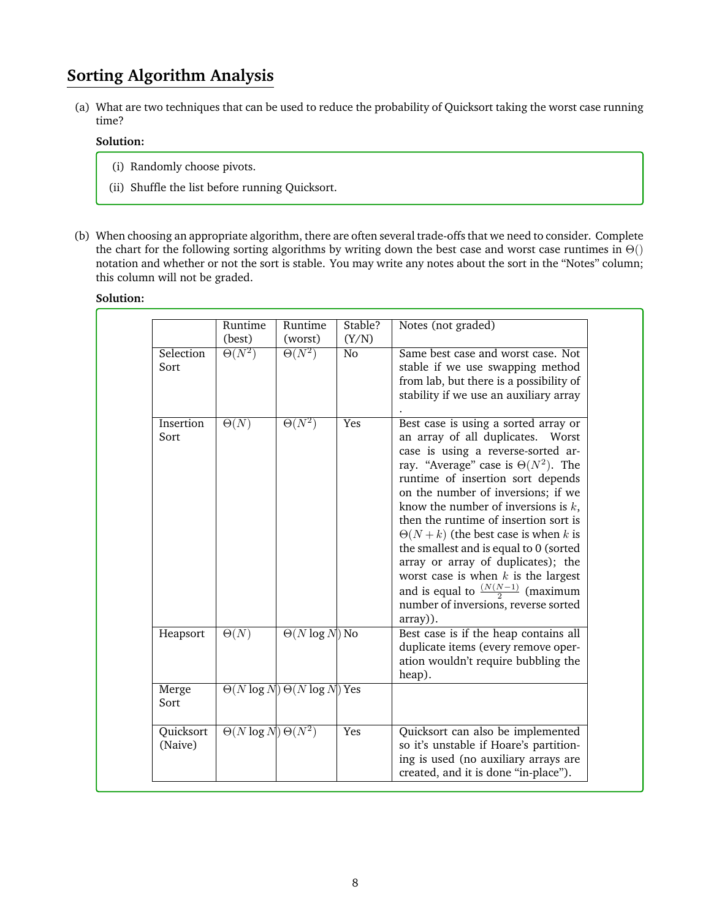## Sorting Algorithm Analysis

(a) What are two techniques that can be used to reduce the probability of Quicksort taking the worst case running time?

**Solution:**

(i) Randomly choose pivots.

(ii) Shuffle the list before running Quicksort.

(b) When choosing an appropriate algorithm, there are often several trade-offs that we need to consider. Complete the chart for the following sorting algorithms by writing down the best case and worst case runtimes in $\Theta()$ notation and whether or not the sort is stable. You may write any notes about the sort in the "Notes" column; this column will not be graded.

**Solution:**

| | Runtime (best) | Runtime (worst) | Stable? (Y/N) | Notes (not graded) |
|---|---|---|---|---|
| Selection Sort | $\Theta(N^2)$ | $\Theta(N^2)$ | No | Same best case and worst case. Not stable if we use swapping method from lab, but there is a possibility of stability if we use an auxiliary array . |
| Insertion Sort | $\Theta(N)$ | $\Theta(N^2)$ | Yes | Best case is using a sorted array or an array of all duplicates. Worst case is using a reverse-sorted array. "Average" case is $\Theta(N^2)$. The runtime of insertion sort depends on the number of inversions; if we know the number of inversions is $k$, then the runtime of insertion sort is $\Theta(N+k)$ (the best case is when $k$ is the smallest and is equal to 0 (sorted array or array of duplicates); the worst case is when $k$ is the largest and is equal to $\frac{(N(N-1)}{2}$ (maximum number of inversions, reverse sorted array)). |
| Heapsort | $\Theta(N)$ | $\Theta(N \log N)$ | No | Best case is if the heap contains all duplicate items (every remove operation wouldn't require bubbling the heap). |
| Merge Sort | $\Theta(N \log N)$ | $\Theta(N \log N)$ | Yes | |
| Quicksort (Naive) | $\Theta(N \log N)$ | $\Theta(N^2)$ | Yes | Quicksort can also be implemented so it's unstable if Hoare's partitioning is used (no auxiliary arrays are created, and it is done "in-place"). |